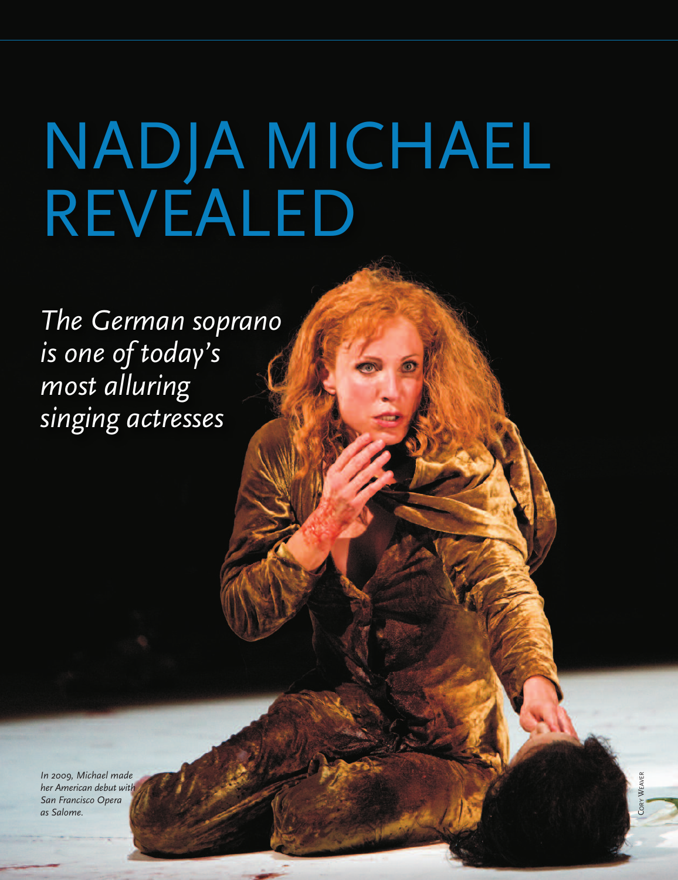# NADJA MICHAEL REVEALED

*The German soprano is one of today's most alluring singing actresses*

*In 2009, Michael made her American debut with San Francisco Opera as Salome.*

Cory Weaver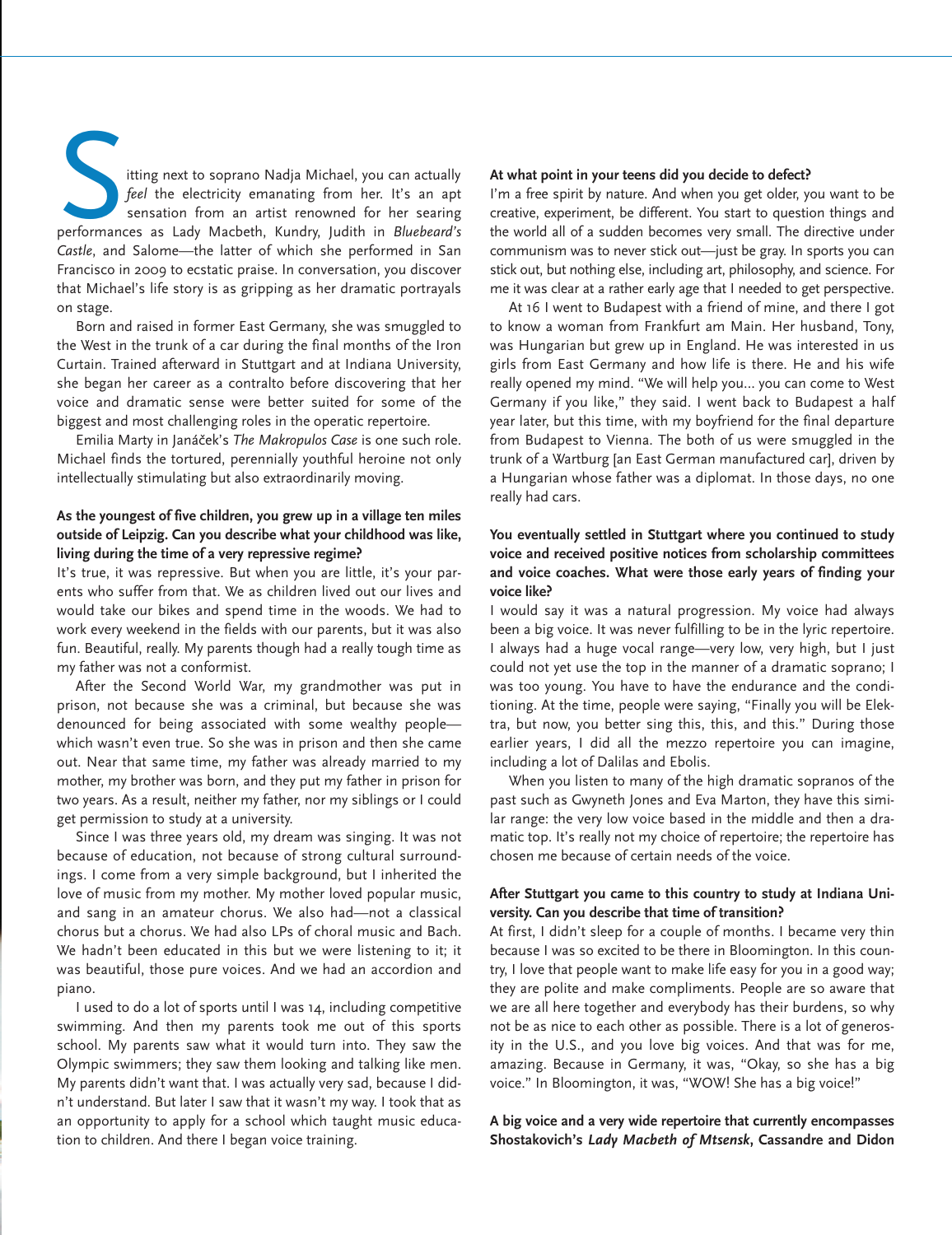Sitting next to soprano Nadja Michael, you can actually *feel* the electricity emanating from her. It's an apt sensation from an artist renowned for her searing performances as Lady Macbeth, Kundry, Judith in *Bluebeard's Castle*, and Salome—the latter of which she performed in San Francisco in 2009 to ecstatic praise. In conversation, you discover that Michael's life story is as gripping as her dramatic portrayals on stage.

Born and raised in former East Germany, she was smuggled to the West in the trunk of a car during the final months of the Iron Curtain. Trained afterward in Stuttgart and at Indiana University, she began her career as a contralto before discovering that her voice and dramatic sense were better suited for some of the biggest and most challenging roles in the operatic repertoire.

Emilia Marty in Janáček's *The Makropulos Case* is one such role. Michael finds the tortured, perennially youthful heroine not only intellectually stimulating but also extraordinarily moving.

**As the youngest of five children, you grew up in a village ten miles outside of Leipzig. Can you describe what your childhood was like, living during the time of a very repressive regime?**

It's true, it was repressive. But when you are little, it's your parents who suffer from that. We as children lived out our lives and would take our bikes and spend time in the woods. We had to work every weekend in the fields with our parents, but it was also fun. Beautiful, really. My parents though had a really tough time as my father was not a conformist.

After the Second World War, my grandmother was put in prison, not because she was a criminal, but because she was denounced for being associated with some wealthy people—which wasn't even true. So she was in prison and then she came out. Near that same time, my father was already married to my mother, my brother was born, and they put my father in prison for two years. As a result, neither my father, nor my siblings or I could get permission to study at a university.

Since I was three years old, my dream was singing. It was not because of education, not because of strong cultural surroundings. I come from a very simple background, but I inherited the love of music from my mother. My mother loved popular music, and sang in an amateur chorus. We also had—not a classical chorus but a chorus. We had also LPs of choral music and Bach. We hadn't been educated in this but we were listening to it; it was beautiful, those pure voices. And we had an accordion and piano.

I used to do a lot of sports until I was 14, including competitive swimming. And then my parents took me out of this sports school. My parents saw what it would turn into. They saw the Olympic swimmers; they saw them looking and talking like men. My parents didn't want that. I was actually very sad, because I didn't understand. But later I saw that it wasn't my way. I took that as an opportunity to apply for a school which taught music education to children. And there I began voice training.

**At what point in your teens did you decide to defect?**

I'm a free spirit by nature. And when you get older, you want to be creative, experiment, be different. You start to question things and the world all of a sudden becomes very small. The directive under communism was to never stick out—just be gray. In sports you can stick out, but nothing else, including art, philosophy, and science. For me it was clear at a rather early age that I needed to get perspective.

At 16 I went to Budapest with a friend of mine, and there I got to know a woman from Frankfurt am Main. Her husband, Tony, was Hungarian but grew up in England. He was interested in us girls from East Germany and how life is there. He and his wife really opened my mind. "We will help you... you can come to West Germany if you like," they said. I went back to Budapest a half year later, but this time, with my boyfriend for the final departure from Budapest to Vienna. The both of us were smuggled in the trunk of a Wartburg [an East German manufactured car], driven by a Hungarian whose father was a diplomat. In those days, no one really had cars.

**You eventually settled in Stuttgart where you continued to study voice and received positive notices from scholarship committees and voice coaches. What were those early years of finding your voice like?**

I would say it was a natural progression. My voice had always been a big voice. It was never fulfilling to be in the lyric repertoire. I always had a huge vocal range—very low, very high, but I just could not yet use the top in the manner of a dramatic soprano; I was too young. You have to have the endurance and the conditioning. At the time, people were saying, "Finally you will be Elektra, but now, you better sing this, this, and this." During those earlier years, I did all the mezzo repertoire you can imagine, including a lot of Dalilas and Ebolis.

When you listen to many of the high dramatic sopranos of the past such as Gwyneth Jones and Eva Marton, they have this similar range: the very low voice based in the middle and then a dramatic top. It's really not my choice of repertoire; the repertoire has chosen me because of certain needs of the voice.

**After Stuttgart you came to this country to study at Indiana University. Can you describe that time of transition?**

At first, I didn't sleep for a couple of months. I became very thin because I was so excited to be there in Bloomington. In this country, I love that people want to make life easy for you in a good way; they are polite and make compliments. People are so aware that we are all here together and everybody has their burdens, so why not be as nice to each other as possible. There is a lot of generosity in the U.S., and you love big voices. And that was for me, amazing. Because in Germany, it was, "Okay, so she has a big voice." In Bloomington, it was, "WOW! She has a big voice!"

**A big voice and a very wide repertoire that currently encompasses Shostakovich's *Lady Macbeth of Mtsensk*, Cassandre and Didon**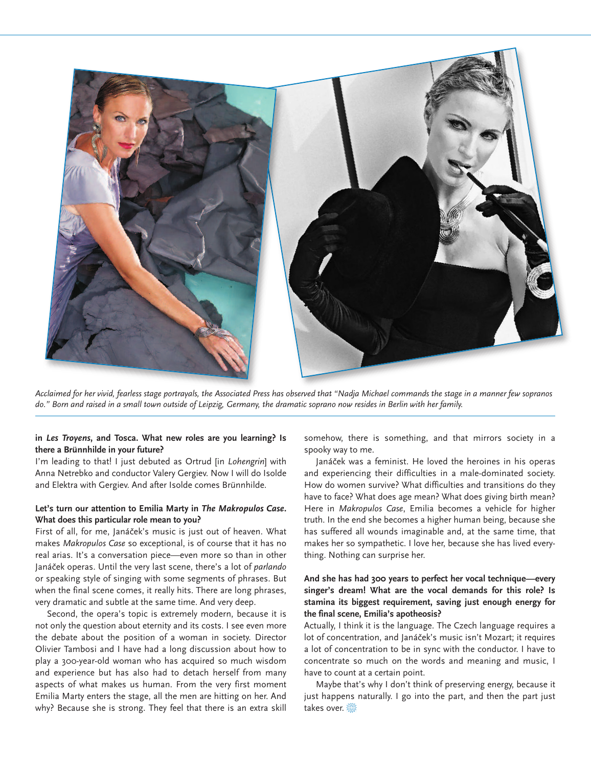*Acclaimed for her vivid, fearless stage portrayals, the Associated Press has observed that "Nadja Michael commands the stage in a manner few sopranos do." Born and raised in a small town outside of Leipzig, Germany, the dramatic soprano now resides in Berlin with her family.*

**in *Les Troyens*, and Tosca. What new roles are you learning? Is there a Brünnhilde in your future?**

I'm leading to that! I just debuted as Ortrud [in *Lohengrin*] with Anna Netrebko and conductor Valery Gergiev. Now I will do Isolde and Elektra with Gergiev. And after Isolde comes Brünnhilde.

**Let's turn our attention to Emilia Marty in *The Makropulos Case*. What does this particular role mean to you?**

First of all, for me, Janáček's music is just out of heaven. What makes *Makropulos Case* so exceptional, is of course that it has no real arias. It's a conversation piece—even more so than in other Janáček operas. Until the very last scene, there's a lot of *parlando* or speaking style of singing with some segments of phrases. But when the final scene comes, it really hits. There are long phrases, very dramatic and subtle at the same time. And very deep.

Second, the opera's topic is extremely modern, because it is not only the question about eternity and its costs. I see even more the debate about the position of a woman in society. Director Olivier Tambosi and I have had a long discussion about how to play a 300-year-old woman who has acquired so much wisdom and experience but has also had to detach herself from many aspects of what makes us human. From the very first moment Emilia Marty enters the stage, all the men are hitting on her. And why? Because she is strong. They feel that there is an extra skill somehow, there is something, and that mirrors society in a spooky way to me.

Janáček was a feminist. He loved the heroines in his operas and experiencing their difficulties in a male-dominated society. How do women survive? What difficulties and transitions do they have to face? What does age mean? What does giving birth mean? Here in *Makropulos Case*, Emilia becomes a vehicle for higher truth. In the end she becomes a higher human being, because she has suffered all wounds imaginable and, at the same time, that makes her so sympathetic. I love her, because she has lived everything. Nothing can surprise her.

**And she has had 300 years to perfect her vocal technique—every singer's dream! What are the vocal demands for this role? Is stamina its biggest requirement, saving just enough energy for the final scene, Emilia's apotheosis?**

Actually, I think it is the language. The Czech language requires a lot of concentration, and Janáček's music isn't Mozart; it requires a lot of concentration to be in sync with the conductor. I have to concentrate so much on the words and meaning and music, I have to count at a certain point.

Maybe that's why I don't think of preserving energy, because it just happens naturally. I go into the part, and then the part just takes over.